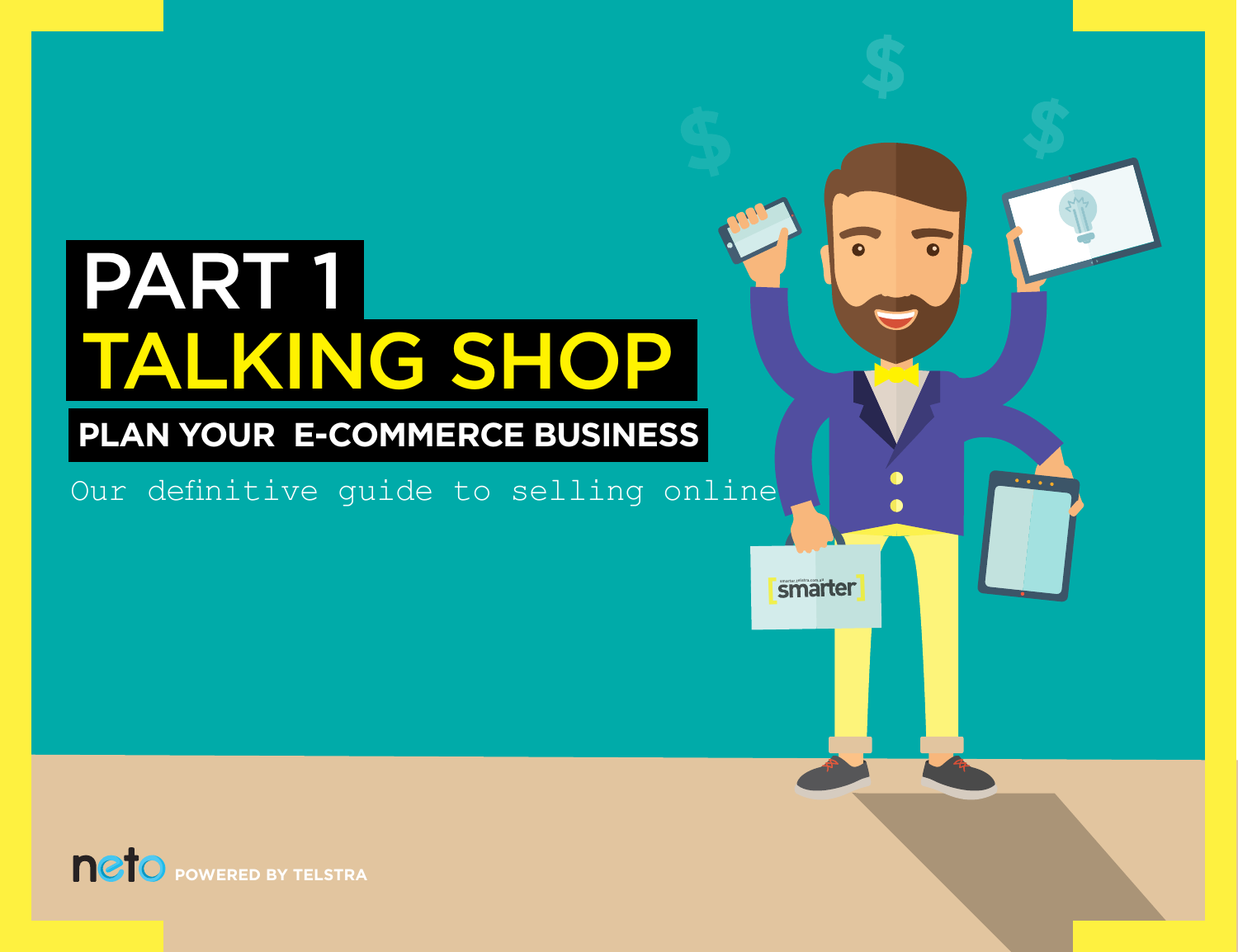# PART 1
# TALKING SHOP
## PLAN YOUR E-COMMERCE BUSINESS

Our definitive guide to selling online

neto POWERED BY TELSTRA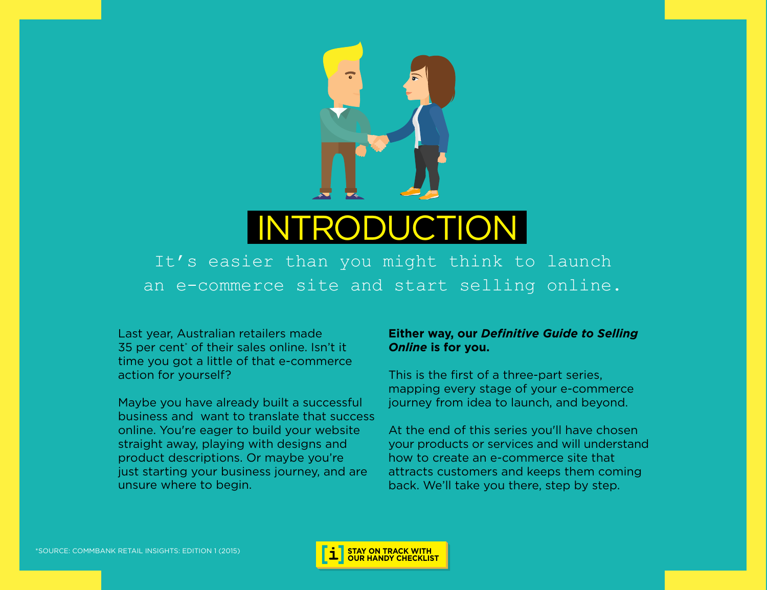# INTRODUCTION

It's easier than you might think to launch an e-commerce site and start selling online.

Last year, Australian retailers made 35 per cent* of their sales online. Isn't it time you got a little of that e-commerce action for yourself?

Maybe you have already built a successful business and want to translate that success online. You're eager to build your website straight away, playing with designs and product descriptions. Or maybe you're just starting your business journey, and are unsure where to begin.

**Either way, our *Definitive Guide to Selling Online* is for you.**

This is the first of a three-part series, mapping every stage of your e-commerce journey from idea to launch, and beyond.

At the end of this series you'll have chosen your products or services and will understand how to create an e-commerce site that attracts customers and keeps them coming back. We'll take you there, step by step.

*SOURCE: COMMBANK RETAIL INSIGHTS: EDITION 1 (2015)

[i] STAY ON TRACK WITH OUR HANDY CHECKLIST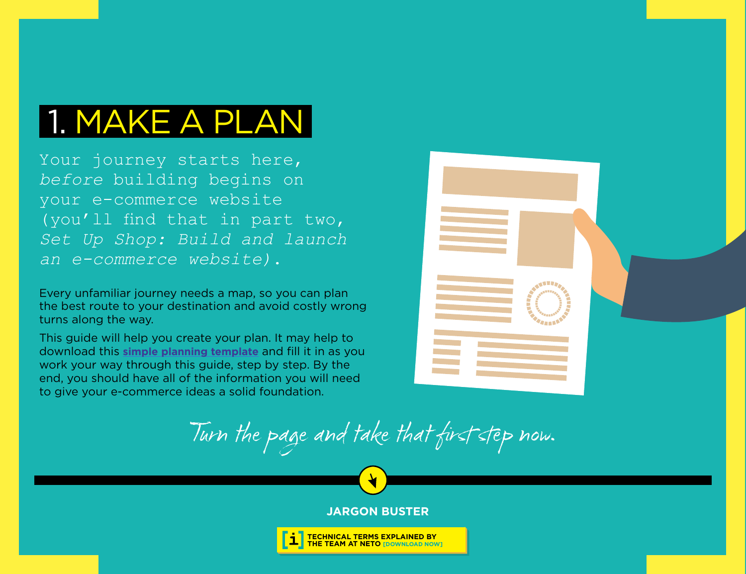# 1. MAKE A PLAN

Your journey starts here, *before* building begins on your e-commerce website (you'll find that in part two, *Set Up Shop: Build and launch an e-commerce website)*.

Every unfamiliar journey needs a map, so you can plan the best route to your destination and avoid costly wrong turns along the way.

This guide will help you create your plan. It may help to download this **simple planning template** and fill it in as you work your way through this guide, step by step. By the end, you should have all of the information you will need to give your e-commerce ideas a solid foundation.

*Turn the page and take that first step now.*

**JARGON BUSTER**

**TECHNICAL TERMS EXPLAINED BY THE TEAM AT NETO** [DOWNLOAD NOW]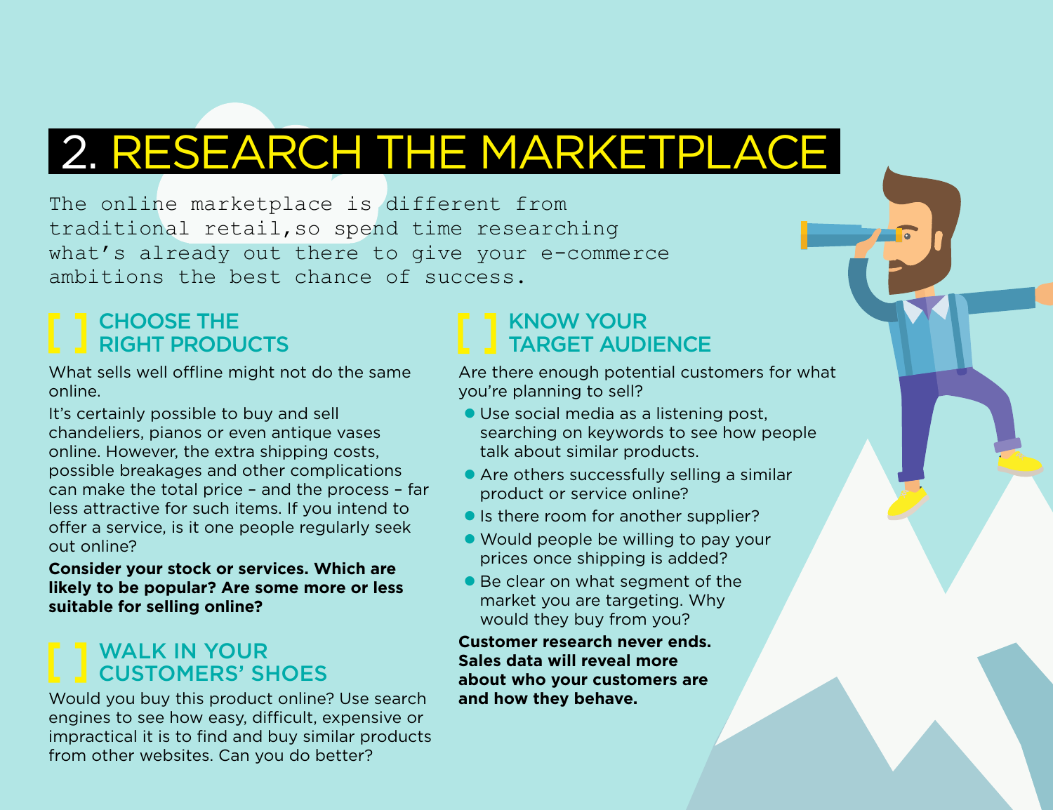# 2. RESEARCH THE MARKETPLACE

The online marketplace is different from traditional retail,so spend time researching what's already out there to give your e-commerce ambitions the best chance of success.

## CHOOSE THE RIGHT PRODUCTS

What sells well offline might not do the same online.

It's certainly possible to buy and sell chandeliers, pianos or even antique vases online. However, the extra shipping costs, possible breakages and other complications can make the total price – and the process – far less attractive for such items. If you intend to offer a service, is it one people regularly seek out online?

**Consider your stock or services. Which are likely to be popular? Are some more or less suitable for selling online?**

## WALK IN YOUR CUSTOMERS' SHOES

Would you buy this product online? Use search engines to see how easy, difficult, expensive or impractical it is to find and buy similar products from other websites. Can you do better?

## KNOW YOUR TARGET AUDIENCE

Are there enough potential customers for what you're planning to sell?

- Use social media as a listening post, searching on keywords to see how people talk about similar products.
- Are others successfully selling a similar product or service online?
- Is there room for another supplier?
- Would people be willing to pay your prices once shipping is added?
- Be clear on what segment of the market you are targeting. Why would they buy from you?

**Customer research never ends. Sales data will reveal more about who your customers are and how they behave.**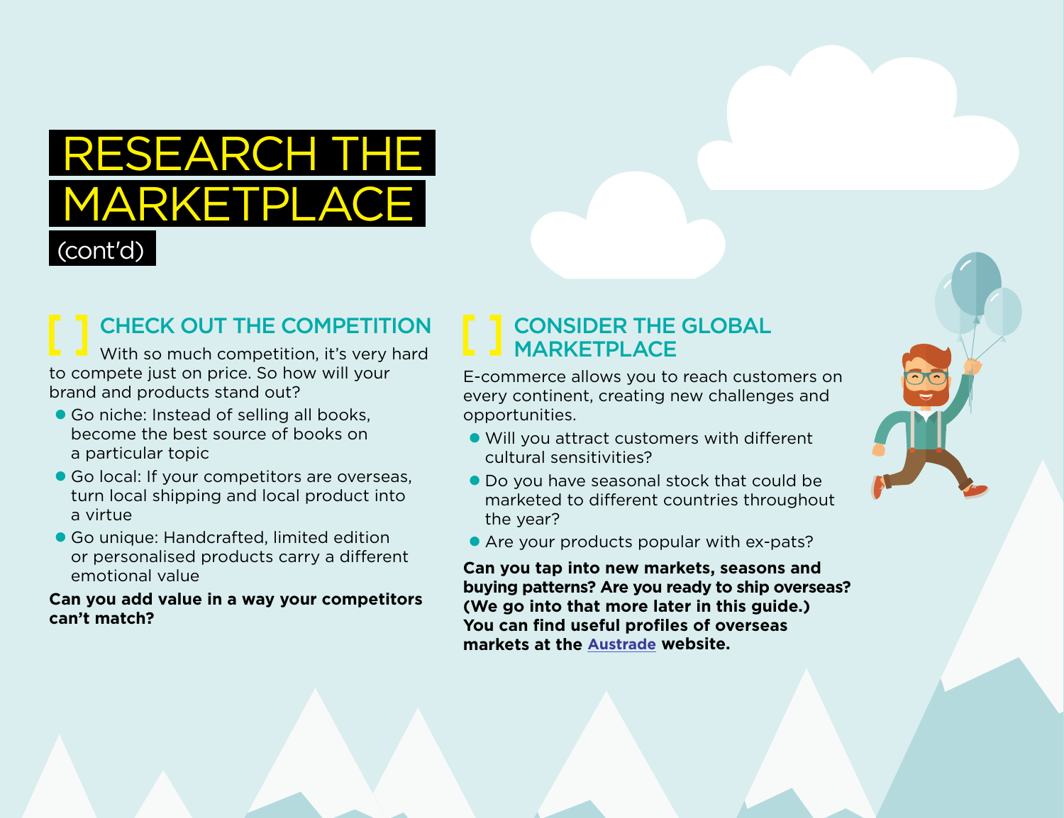# RESEARCH THE MARKETPLACE (cont'd)

## CHECK OUT THE COMPETITION

With so much competition, it's very hard to compete just on price. So how will your brand and products stand out?

- Go niche: Instead of selling all books, become the best source of books on a particular topic
- Go local: If your competitors are overseas, turn local shipping and local product into a virtue
- Go unique: Handcrafted, limited edition or personalised products carry a different emotional value

**Can you add value in a way your competitors can't match?**

## CONSIDER THE GLOBAL MARKETPLACE

E-commerce allows you to reach customers on every continent, creating new challenges and opportunities.

- Will you attract customers with different cultural sensitivities?
- Do you have seasonal stock that could be marketed to different countries throughout the year?
- Are your products popular with ex-pats?

**Can you tap into new markets, seasons and buying patterns? Are you ready to ship overseas? (We go into that more later in this guide.) You can find useful profiles of overseas markets at the Austrade website.**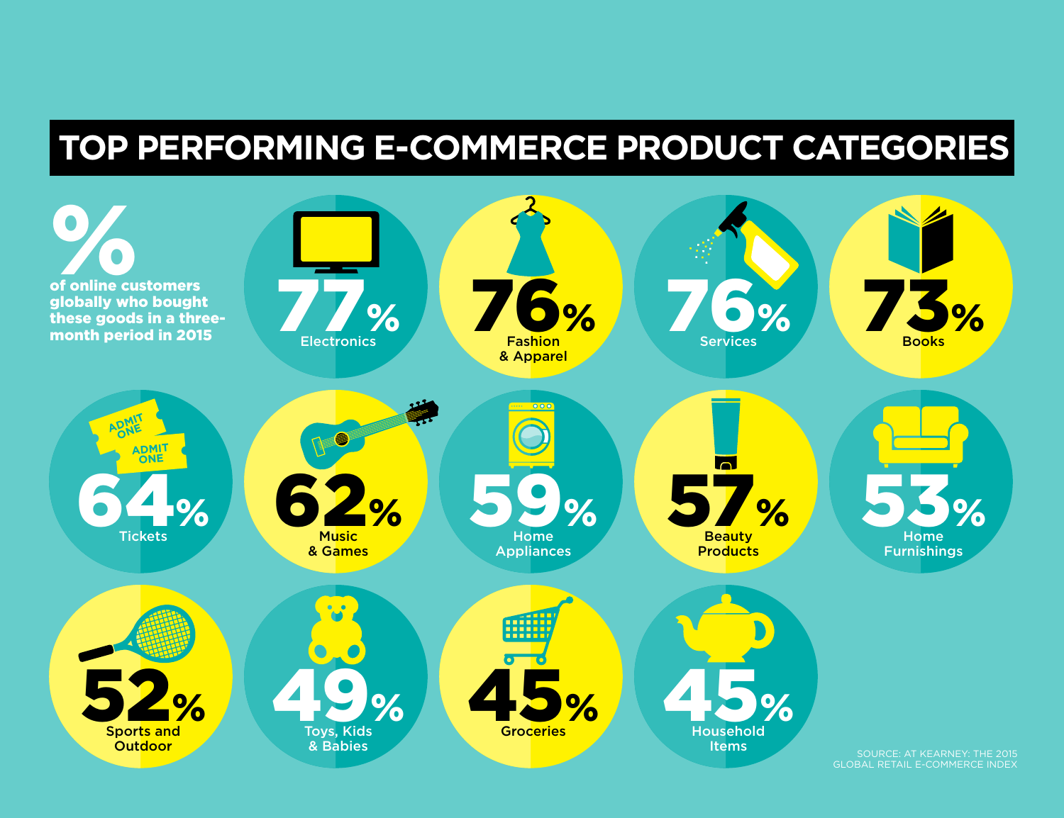# TOP PERFORMING E-COMMERCE PRODUCT CATEGORIES

**% of online customers globally who bought these goods in a three-month period in 2015**

| Category | % |
|---|---|
| Electronics | 77% |
| Fashion & Apparel | 76% |
| Services | 76% |
| Books | 73% |
| Tickets | 64% |
| Music & Games | 62% |
| Home Appliances | 59% |
| Beauty Products | 57% |
| Home Furnishings | 53% |
| Sports and Outdoor | 52% |
| Toys, Kids & Babies | 49% |
| Groceries | 45% |
| Household Items | 45% |

SOURCE: AT KEARNEY: THE 2015 GLOBAL RETAIL E-COMMERCE INDEX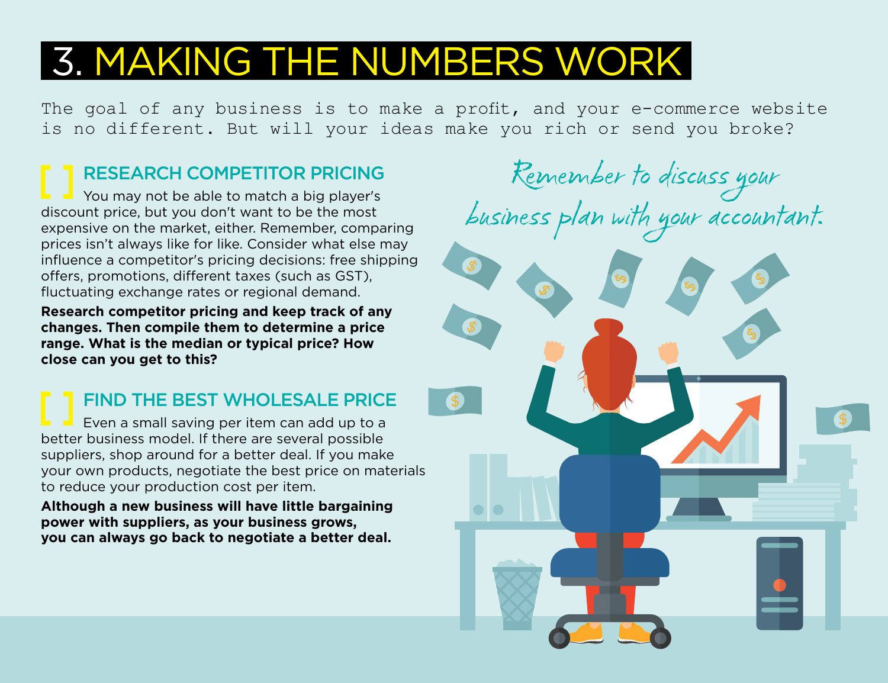# 3. MAKING THE NUMBERS WORK

The goal of any business is to make a profit, and your e-commerce website is no different. But will your ideas make you rich or send you broke?

## [ ] RESEARCH COMPETITOR PRICING

You may not be able to match a big player's discount price, but you don't want to be the most expensive on the market, either. Remember, comparing prices isn't always like for like. Consider what else may influence a competitor's pricing decisions: free shipping offers, promotions, different taxes (such as GST), fluctuating exchange rates or regional demand.

**Research competitor pricing and keep track of any changes. Then compile them to determine a price range. What is the median or typical price? How close can you get to this?**

## [ ] FIND THE BEST WHOLESALE PRICE

Even a small saving per item can add up to a better business model. If there are several possible suppliers, shop around for a better deal. If you make your own products, negotiate the best price on materials to reduce your production cost per item.

**Although a new business will have little bargaining power with suppliers, as your business grows, you can always go back to negotiate a better deal.**

*Remember to discuss your business plan with your accountant.*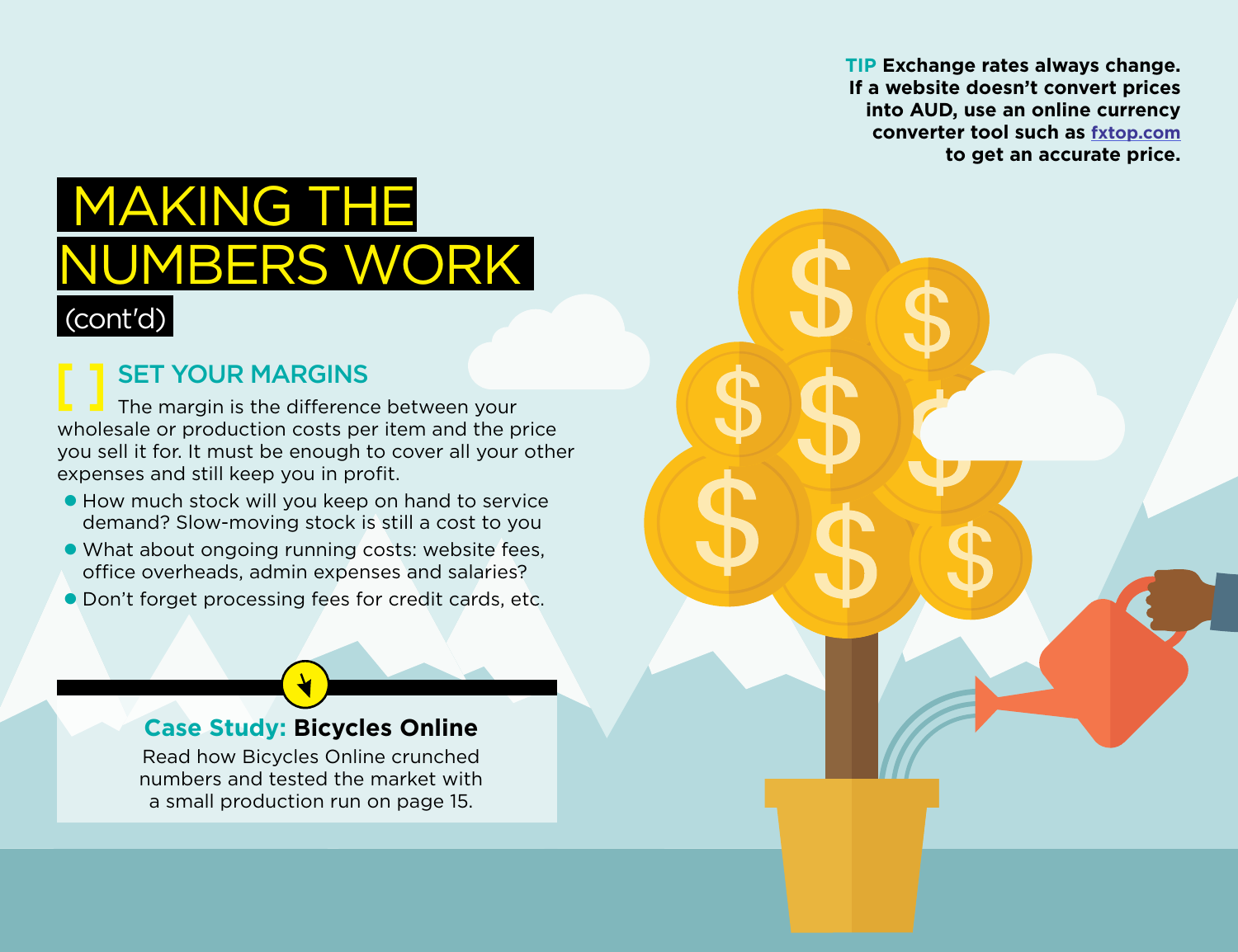**TIP** Exchange rates always change. If a website doesn't convert prices into AUD, use an online currency converter tool such as [fxtop.com](fxtop.com) to get an accurate price.

# MAKING THE NUMBERS WORK (cont'd)

## SET YOUR MARGINS

The margin is the difference between your wholesale or production costs per item and the price you sell it for. It must be enough to cover all your other expenses and still keep you in profit.

- How much stock will you keep on hand to service demand? Slow-moving stock is still a cost to you
- What about ongoing running costs: website fees, office overheads, admin expenses and salaries?
- Don't forget processing fees for credit cards, etc.

**Case Study: Bicycles Online**

Read how Bicycles Online crunched numbers and tested the market with a small production run on page 15.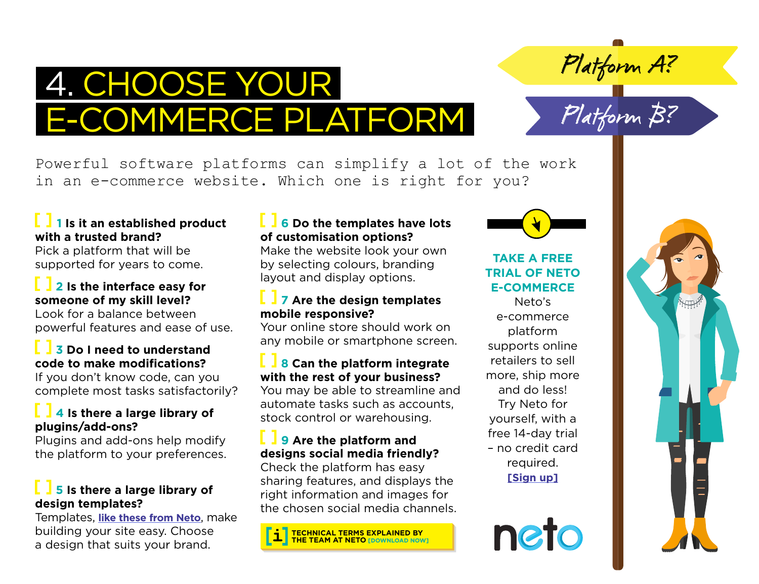# 4. CHOOSE YOUR E-COMMERCE PLATFORM

Platform A?

Platform B?

Powerful software platforms can simplify a lot of the work in an e-commerce website. Which one is right for you?

[ ] **1 Is it an established product with a trusted brand?**
Pick a platform that will be supported for years to come.

[ ] **2 Is the interface easy for someone of my skill level?**
Look for a balance between powerful features and ease of use.

[ ] **3 Do I need to understand code to make modifications?**
If you don't know code, can you complete most tasks satisfactorily?

[ ] **4 Is there a large library of plugins/add-ons?**
Plugins and add-ons help modify the platform to your preferences.

[ ] **5 Is there a large library of design templates?**
Templates, like these from Neto, make building your site easy. Choose a design that suits your brand.

[ ] **6 Do the templates have lots of customisation options?**
Make the website look your own by selecting colours, branding layout and display options.

[ ] **7 Are the design templates mobile responsive?**
Your online store should work on any mobile or smartphone screen.

[ ] **8 Can the platform integrate with the rest of your business?**
You may be able to streamline and automate tasks such as accounts, stock control or warehousing.

[ ] **9 Are the platform and designs social media friendly?**
Check the platform has easy sharing features, and displays the right information and images for the chosen social media channels.

[i] **TECHNICAL TERMS EXPLAINED BY THE TEAM AT NETO** [DOWNLOAD NOW]

**TAKE A FREE TRIAL OF NETO E-COMMERCE**

Neto's e-commerce platform supports online retailers to sell more, ship more and do less! Try Neto for yourself, with a free 14-day trial – no credit card required.

[Sign up]

neto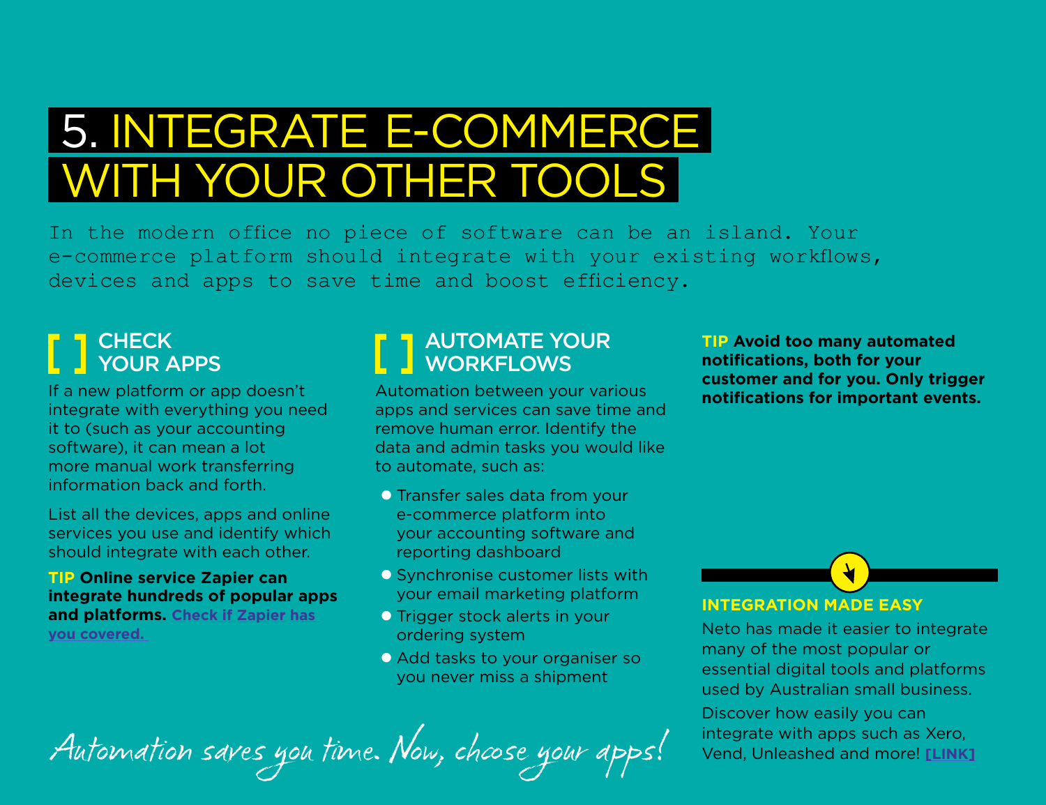# 5. INTEGRATE E-COMMERCE WITH YOUR OTHER TOOLS

In the modern office no piece of software can be an island. Your e-commerce platform should integrate with your existing workflows, devices and apps to save time and boost efficiency.

## [ ] CHECK YOUR APPS

If a new platform or app doesn't integrate with everything you need it to (such as your accounting software), it can mean a lot more manual work transferring information back and forth.

List all the devices, apps and online services you use and identify which should integrate with each other.

**TIP Online service Zapier can integrate hundreds of popular apps and platforms. Check if Zapier has you covered.**

## [ ] AUTOMATE YOUR WORKFLOWS

Automation between your various apps and services can save time and remove human error. Identify the data and admin tasks you would like to automate, such as:

- Transfer sales data from your e-commerce platform into your accounting software and reporting dashboard
- Synchronise customer lists with your email marketing platform
- Trigger stock alerts in your ordering system
- Add tasks to your organiser so you never miss a shipment

**TIP Avoid too many automated notifications, both for your customer and for you. Only trigger notifications for important events.**

*Automation saves you time. Now, choose your apps!*

### INTEGRATION MADE EASY

Neto has made it easier to integrate many of the most popular or essential digital tools and platforms used by Australian small business.

Discover how easily you can integrate with apps such as Xero, Vend, Unleashed and more! [LINK]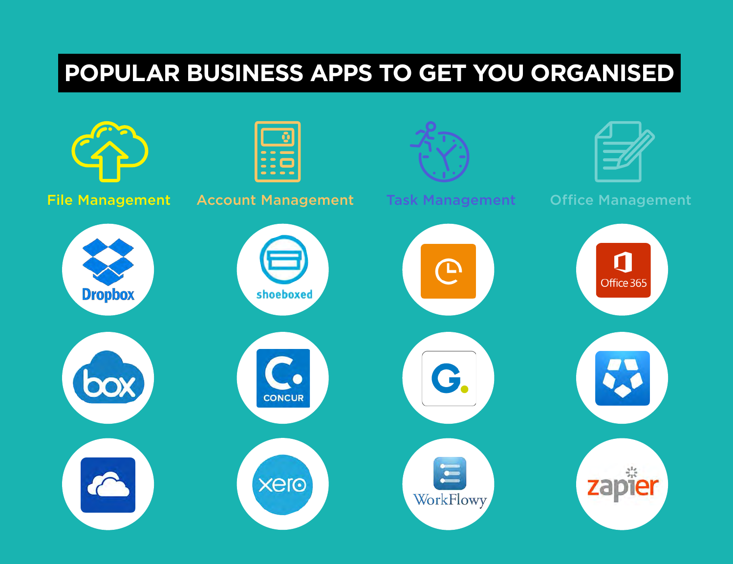# POPULAR BUSINESS APPS TO GET YOU ORGANISED

| File Management | Account Management | Task Management | Office Management |
|---|---|---|---|
| Dropbox | shoeboxed | | Office 365 |
| box | CONCUR | | |
| | xero | WorkFlowy | zapier |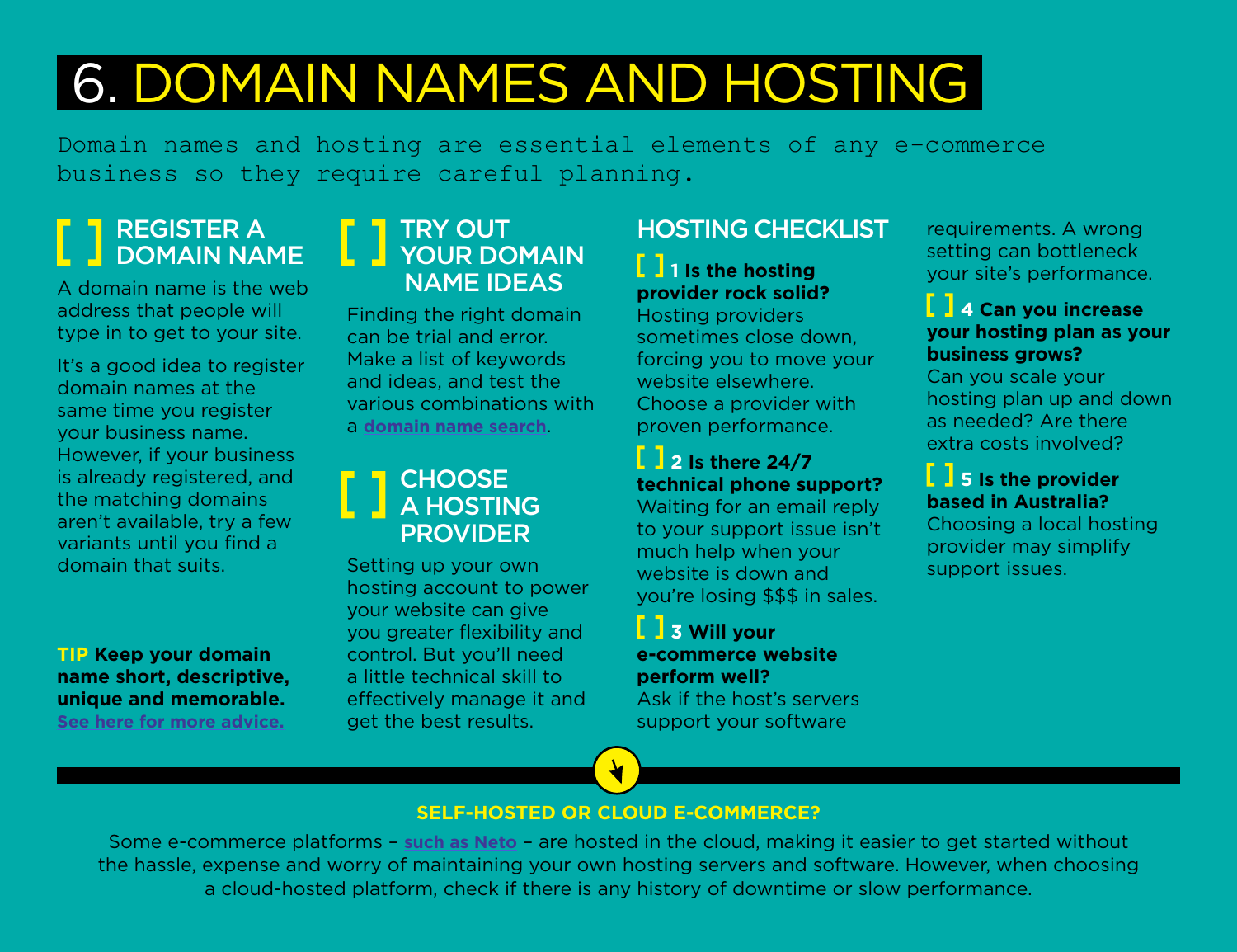# 6. DOMAIN NAMES AND HOSTING

Domain names and hosting are essential elements of any e-commerce business so they require careful planning.

## [ ] REGISTER A DOMAIN NAME

A domain name is the web address that people will type in to get to your site.

It's a good idea to register domain names at the same time you register your business name. However, if your business is already registered, and the matching domains aren't available, try a few variants until you find a domain that suits.

**TIP Keep your domain name short, descriptive, unique and memorable.** **See here for more advice.**

## [ ] TRY OUT YOUR DOMAIN NAME IDEAS

Finding the right domain can be trial and error. Make a list of keywords and ideas, and test the various combinations with a **domain name search**.

## [ ] CHOOSE A HOSTING PROVIDER

Setting up your own hosting account to power your website can give you greater flexibility and control. But you'll need a little technical skill to effectively manage it and get the best results.

## HOSTING CHECKLIST

[ ] **1 Is the hosting provider rock solid?**
Hosting providers sometimes close down, forcing you to move your website elsewhere. Choose a provider with proven performance.

[ ] **2 Is there 24/7 technical phone support?**
Waiting for an email reply to your support issue isn't much help when your website is down and you're losing $$$ in sales.

[ ] **3 Will your e-commerce website perform well?**
Ask if the host's servers support your software requirements. A wrong setting can bottleneck your site's performance.

[ ] **4 Can you increase your hosting plan as your business grows?**
Can you scale your hosting plan up and down as needed? Are there extra costs involved?

[ ] **5 Is the provider based in Australia?**
Choosing a local hosting provider may simplify support issues.

### SELF-HOSTED OR CLOUD E-COMMERCE?

Some e-commerce platforms – **such as Neto** – are hosted in the cloud, making it easier to get started without the hassle, expense and worry of maintaining your own hosting servers and software. However, when choosing a cloud-hosted platform, check if there is any history of downtime or slow performance.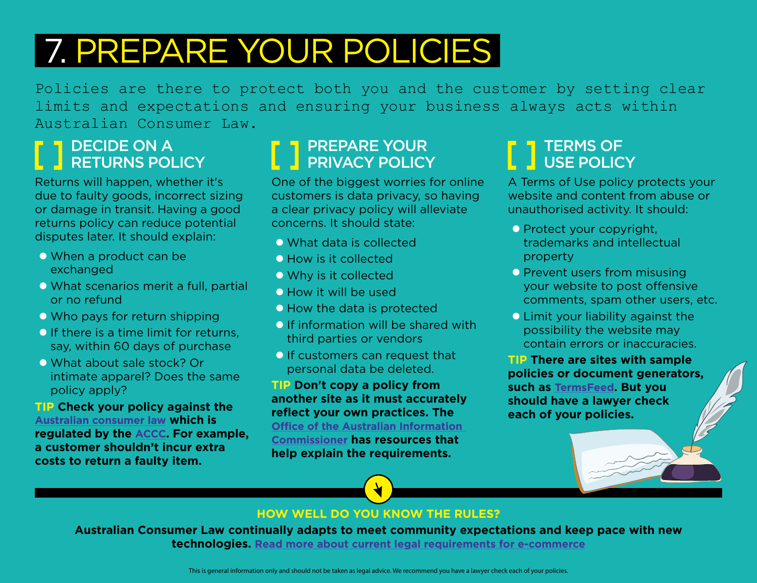# 7. PREPARE YOUR POLICIES

Policies are there to protect both you and the customer by setting clear limits and expectations and ensuring your business always acts within Australian Consumer Law.

## [ ] DECIDE ON A RETURNS POLICY

Returns will happen, whether it's due to faulty goods, incorrect sizing or damage in transit. Having a good returns policy can reduce potential disputes later. It should explain:

- When a product can be exchanged
- What scenarios merit a full, partial or no refund
- Who pays for return shipping
- If there is a time limit for returns, say, within 60 days of purchase
- What about sale stock? Or intimate apparel? Does the same policy apply?

**TIP Check your policy against the Australian consumer law which is regulated by the ACCC. For example, a customer shouldn't incur extra costs to return a faulty item.**

## [ ] PREPARE YOUR PRIVACY POLICY

One of the biggest worries for online customers is data privacy, so having a clear privacy policy will alleviate concerns. It should state:

- What data is collected
- How is it collected
- Why is it collected
- How it will be used
- How the data is protected
- If information will be shared with third parties or vendors
- If customers can request that personal data be deleted.

**TIP Don't copy a policy from another site as it must accurately reflect your own practices. The Office of the Australian Information Commissioner has resources that help explain the requirements.**

## [ ] TERMS OF USE POLICY

A Terms of Use policy protects your website and content from abuse or unauthorised activity. It should:

- Protect your copyright, trademarks and intellectual property
- Prevent users from misusing your website to post offensive comments, spam other users, etc.
- Limit your liability against the possibility the website may contain errors or inaccuracies.

**TIP There are sites with sample policies or document generators, such as TermsFeed. But you should have a lawyer check each of your policies.**

**HOW WELL DO YOU KNOW THE RULES?**

**Australian Consumer Law continually adapts to meet community expectations and keep pace with new technologies.** Read more about current legal requirements for e-commerce

This is general information only and should not be taken as legal advice. We recommend you have a lawyer check each of your policies.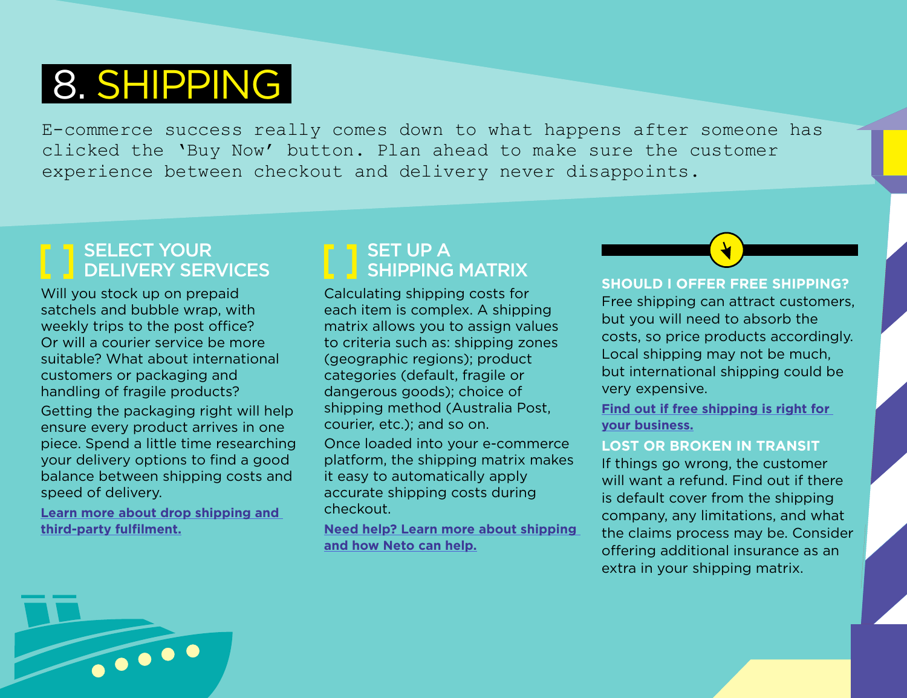# 8. SHIPPING

E-commerce success really comes down to what happens after someone has clicked the 'Buy Now' button. Plan ahead to make sure the customer experience between checkout and delivery never disappoints.

## [ ] SELECT YOUR DELIVERY SERVICES

Will you stock up on prepaid satchels and bubble wrap, with weekly trips to the post office? Or will a courier service be more suitable? What about international customers or packaging and handling of fragile products?

Getting the packaging right will help ensure every product arrives in one piece. Spend a little time researching your delivery options to find a good balance between shipping costs and speed of delivery.

**Learn more about drop shipping and third-party fulfilment.**

## [ ] SET UP A SHIPPING MATRIX

Calculating shipping costs for each item is complex. A shipping matrix allows you to assign values to criteria such as: shipping zones (geographic regions); product categories (default, fragile or dangerous goods); choice of shipping method (Australia Post, courier, etc.); and so on.

Once loaded into your e-commerce platform, the shipping matrix makes it easy to automatically apply accurate shipping costs during checkout.

**Need help? Learn more about shipping and how Neto can help.**

### SHOULD I OFFER FREE SHIPPING?

Free shipping can attract customers, but you will need to absorb the costs, so price products accordingly. Local shipping may not be much, but international shipping could be very expensive.

**Find out if free shipping is right for your business.**

### LOST OR BROKEN IN TRANSIT

If things go wrong, the customer will want a refund. Find out if there is default cover from the shipping company, any limitations, and what the claims process may be. Consider offering additional insurance as an extra in your shipping matrix.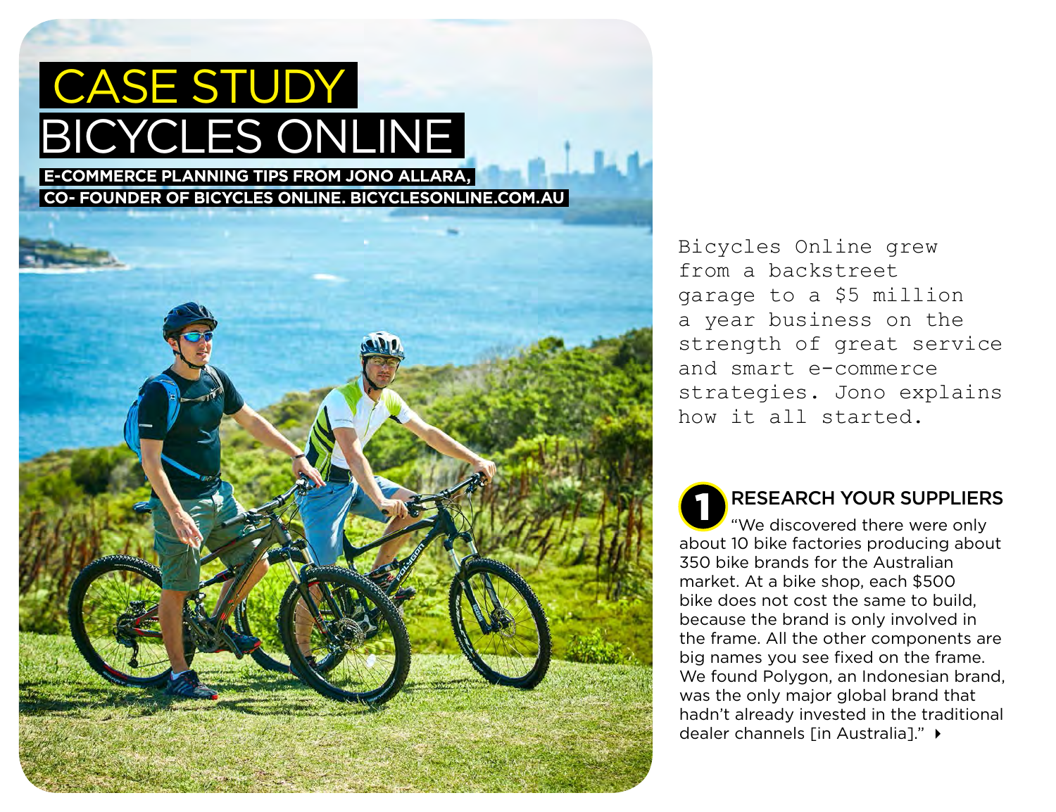# CASE STUDY
# BICYCLES ONLINE

**E-COMMERCE PLANNING TIPS FROM JONO ALLARA, CO- FOUNDER OF BICYCLES ONLINE. BICYCLESONLINE.COM.AU**

Bicycles Online grew from a backstreet garage to a $5 million a year business on the strength of great service and smart e-commerce strategies. Jono explains how it all started.

## 1 RESEARCH YOUR SUPPLIERS

"We discovered there were only about 10 bike factories producing about 350 bike brands for the Australian market. At a bike shop, each $500 bike does not cost the same to build, because the brand is only involved in the frame. All the other components are big names you see fixed on the frame. We found Polygon, an Indonesian brand, was the only major global brand that hadn't already invested in the traditional dealer channels [in Australia]."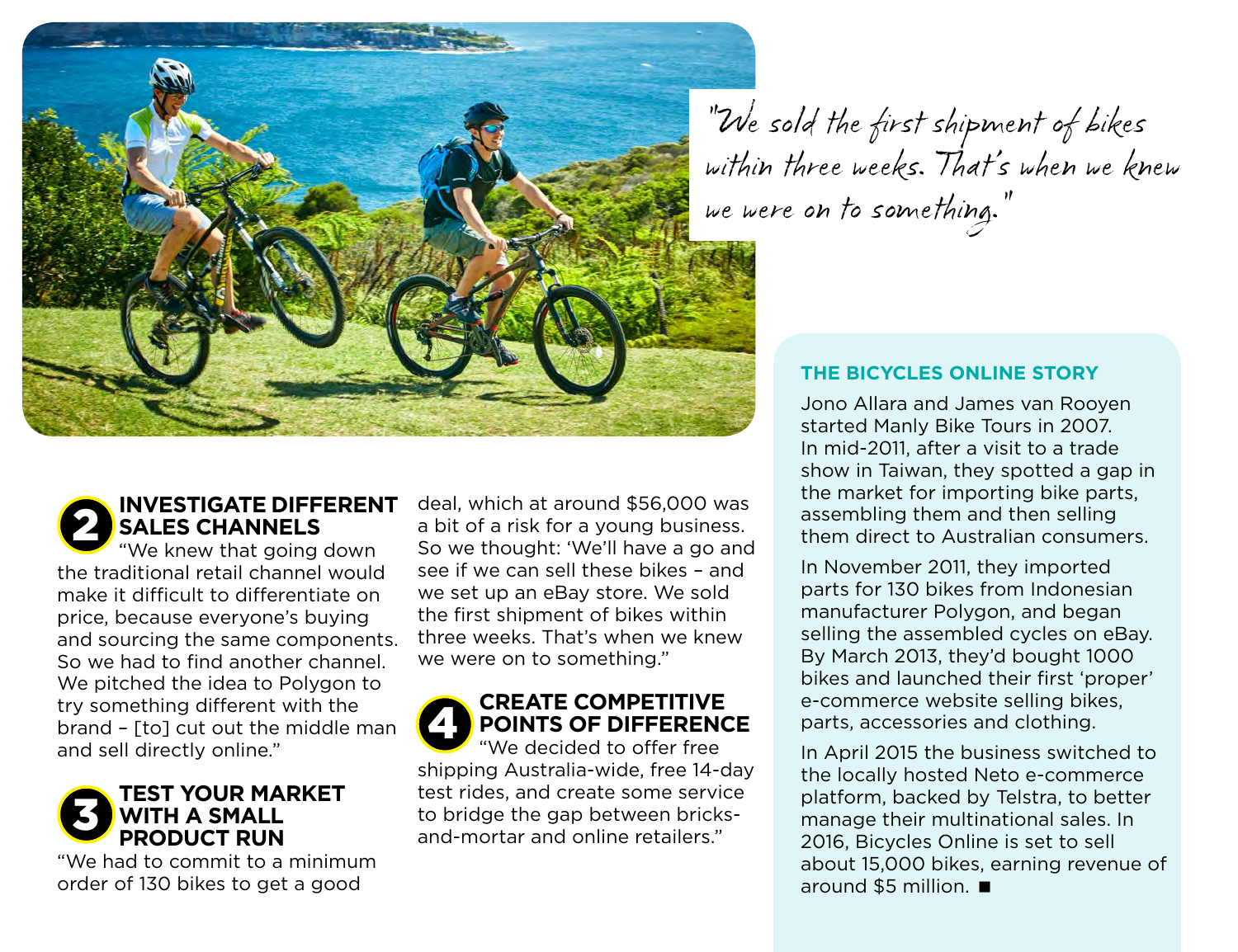"We sold the first shipment of bikes within three weeks. That's when we knew we were on to something."

## 2 INVESTIGATE DIFFERENT SALES CHANNELS

"We knew that going down the traditional retail channel would make it difficult to differentiate on price, because everyone's buying and sourcing the same components. So we had to find another channel. We pitched the idea to Polygon to try something different with the brand – [to] cut out the middle man and sell directly online."

## 3 TEST YOUR MARKET WITH A SMALL PRODUCT RUN

"We had to commit to a minimum order of 130 bikes to get a good deal, which at around $56,000 was a bit of a risk for a young business. So we thought: 'We'll have a go and see if we can sell these bikes – and we set up an eBay store. We sold the first shipment of bikes within three weeks. That's when we knew we were on to something."

## 4 CREATE COMPETITIVE POINTS OF DIFFERENCE

"We decided to offer free shipping Australia-wide, free 14-day test rides, and create some service to bridge the gap between bricks-and-mortar and online retailers."

### THE BICYCLES ONLINE STORY

Jono Allara and James van Rooyen started Manly Bike Tours in 2007. In mid-2011, after a visit to a trade show in Taiwan, they spotted a gap in the market for importing bike parts, assembling them and then selling them direct to Australian consumers.

In November 2011, they imported parts for 130 bikes from Indonesian manufacturer Polygon, and began selling the assembled cycles on eBay. By March 2013, they'd bought 1000 bikes and launched their first 'proper' e-commerce website selling bikes, parts, accessories and clothing.

In April 2015 the business switched to the locally hosted Neto e-commerce platform, backed by Telstra, to better manage their multinational sales. In 2016, Bicycles Online is set to sell about 15,000 bikes, earning revenue of around $5 million. ■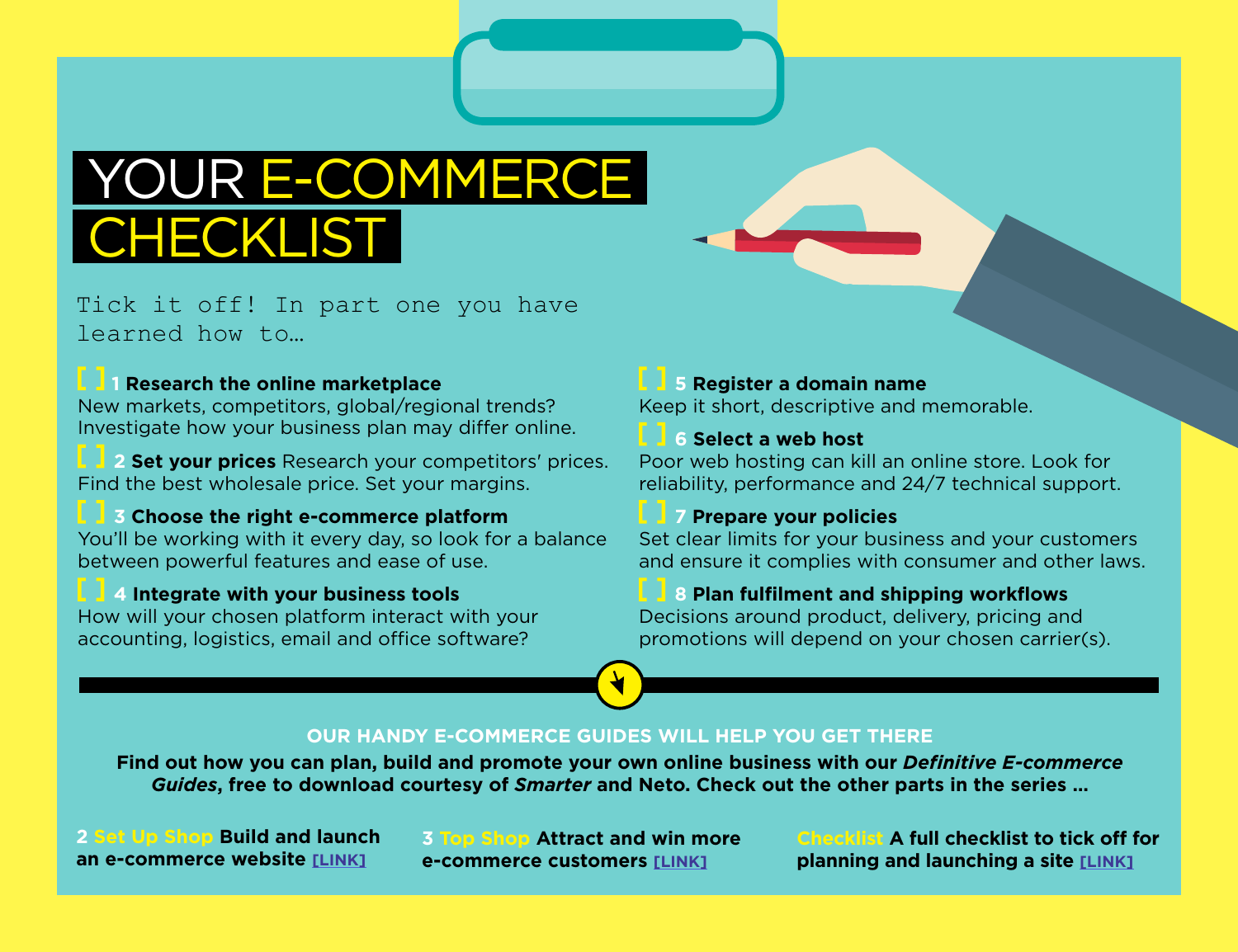# YOUR E-COMMERCE CHECKLIST

Tick it off! In part one you have learned how to…

[ ] 1 **Research the online marketplace**
New markets, competitors, global/regional trends? Investigate how your business plan may differ online.

[ ] 2 **Set your prices** Research your competitors' prices. Find the best wholesale price. Set your margins.

[ ] 3 **Choose the right e-commerce platform**
You'll be working with it every day, so look for a balance between powerful features and ease of use.

[ ] 4 **Integrate with your business tools**
How will your chosen platform interact with your accounting, logistics, email and office software?

[ ] 5 **Register a domain name**
Keep it short, descriptive and memorable.

[ ] 6 **Select a web host**
Poor web hosting can kill an online store. Look for reliability, performance and 24/7 technical support.

[ ] 7 **Prepare your policies**
Set clear limits for your business and your customers and ensure it complies with consumer and other laws.

[ ] 8 **Plan fulfilment and shipping workflows**
Decisions around product, delivery, pricing and promotions will depend on your chosen carrier(s).

## OUR HANDY E-COMMERCE GUIDES WILL HELP YOU GET THERE

**Find out how you can plan, build and promote your own online business with our *Definitive E-commerce Guides*, free to download courtesy of *Smarter* and Neto. Check out the other parts in the series …**

2 Set Up Shop **Build and launch an e-commerce website** [LINK]

3 Top Shop **Attract and win more e-commerce customers** [LINK]

Checklist **A full checklist to tick off for planning and launching a site** [LINK]